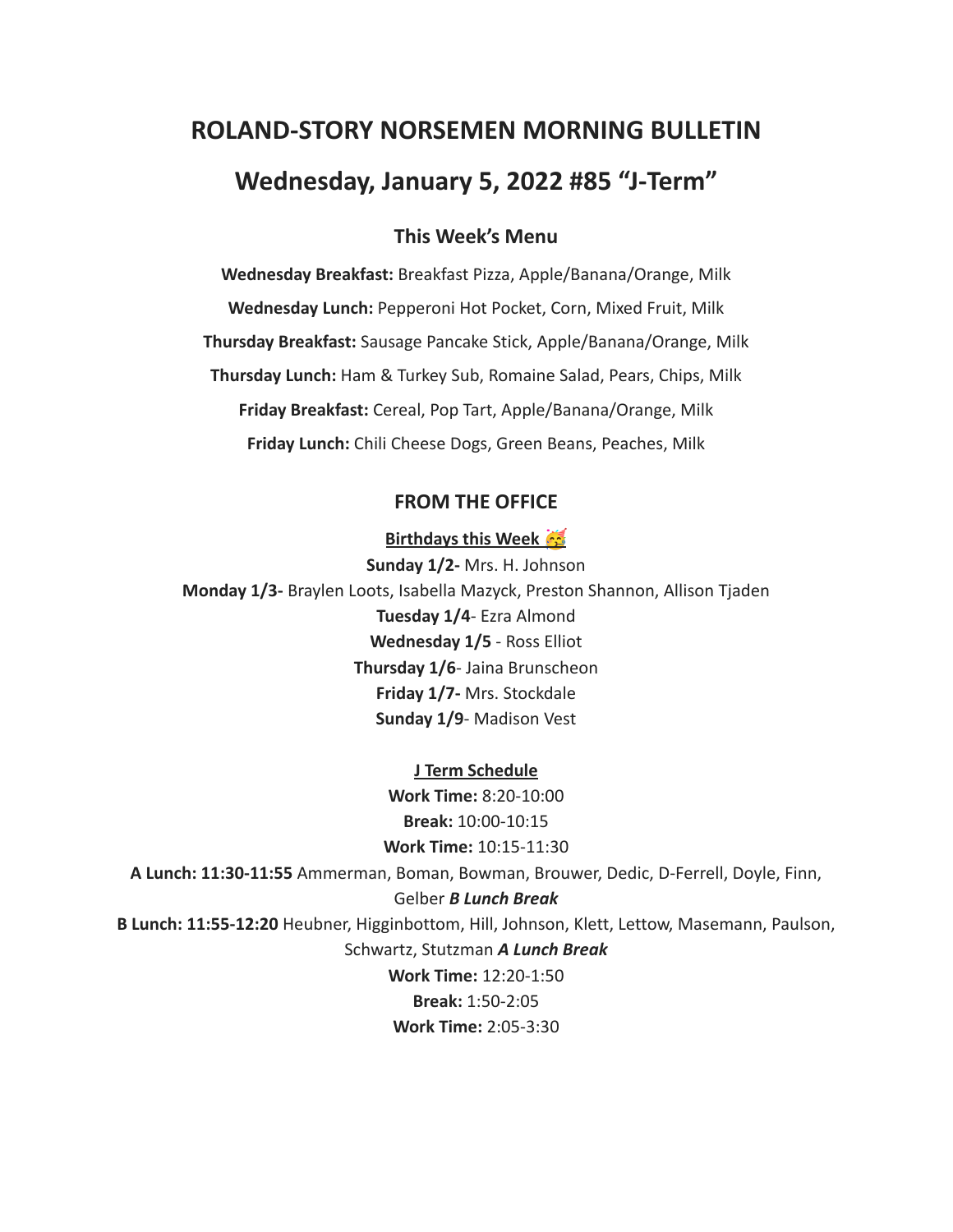# ROLAND-STORY NORSEMEN MORNING BULLETIN

## Wednesday, January 5, 2022 #85 "J-Term"

### This Week's Menu

**Wednesday Breakfast:** Breakfast Pizza, Apple/Banana/Orange, Milk

**Wednesday Lunch:** Pepperoni Hot Pocket, Corn, Mixed Fruit, Milk

**Thursday Breakfast:** Sausage Pancake Stick, Apple/Banana/Orange, Milk

**Thursday Lunch:** Ham & Turkey Sub, Romaine Salad, Pears, Chips, Milk

**Friday Breakfast:** Cereal, Pop Tart, Apple/Banana/Orange, Milk

**Friday Lunch:** Chili Cheese Dogs, Green Beans, Peaches, Milk

### FROM THE OFFICE

**Birthdays this Week 🥳**

**Sunday 1/2-** Mrs. H. Johnson

**Monday 1/3-** Braylen Loots, Isabella Mazyck, Preston Shannon, Allison Tjaden

**Tuesday 1/4**- Ezra Almond

**Wednesday 1/5** - Ross Elliot

**Thursday 1/6**- Jaina Brunscheon

**Friday 1/7-** Mrs. Stockdale

**Sunday 1/9**- Madison Vest

**J Term Schedule**

**Work Time:** 8:20-10:00

**Break:** 10:00-10:15

**Work Time:** 10:15-11:30

**A Lunch: 11:30-11:55** Ammerman, Boman, Bowman, Brouwer, Dedic, D-Ferrell, Doyle, Finn, Gelber ***B Lunch Break***

**B Lunch: 11:55-12:20** Heubner, Higginbottom, Hill, Johnson, Klett, Lettow, Masemann, Paulson, Schwartz, Stutzman ***A Lunch Break***

**Work Time:** 12:20-1:50

**Break:** 1:50-2:05

**Work Time:** 2:05-3:30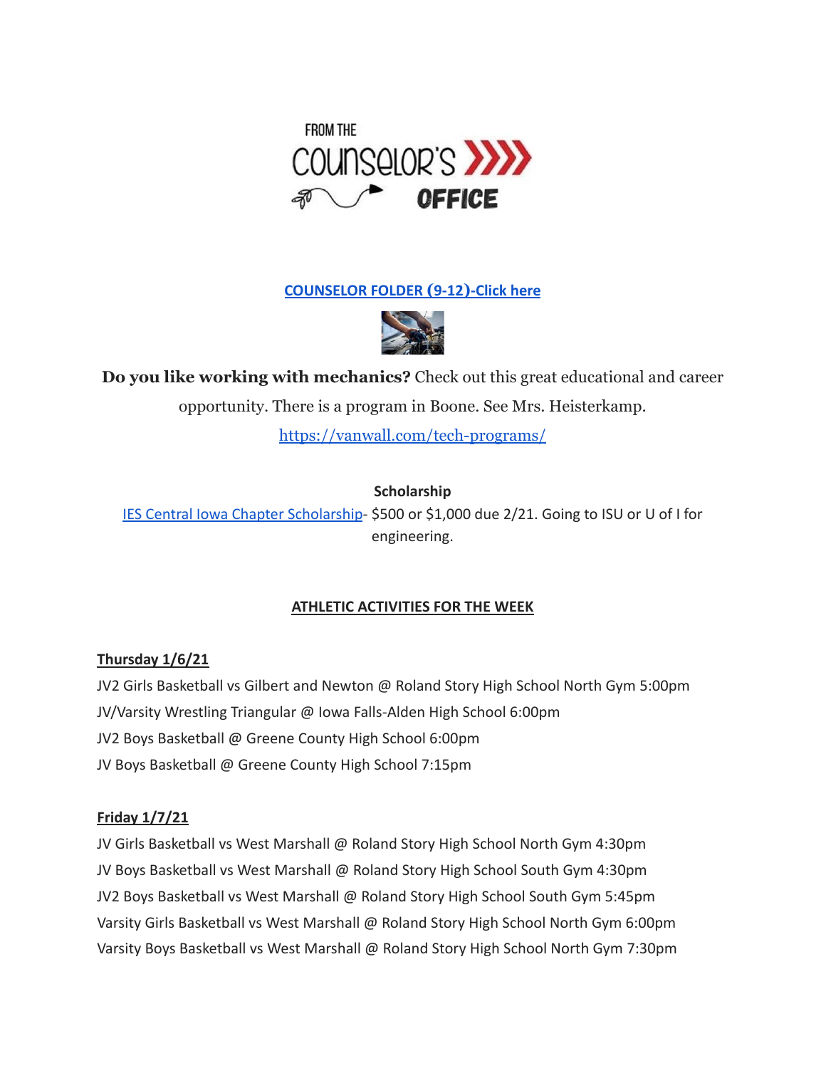FROM THE COUNSELOR'S OFFICE

**COUNSELOR FOLDER (9-12)-Click here**

**Do you like working with mechanics?** Check out this great educational and career opportunity. There is a program in Boone. See Mrs. Heisterkamp.

https://vanwall.com/tech-programs/

**Scholarship**

IES Central Iowa Chapter Scholarship- $500 or $1,000 due 2/21. Going to ISU or U of I for engineering.

**ATHLETIC ACTIVITIES FOR THE WEEK**

**Thursday 1/6/21**

JV2 Girls Basketball vs Gilbert and Newton @ Roland Story High School North Gym 5:00pm
JV/Varsity Wrestling Triangular @ Iowa Falls-Alden High School 6:00pm
JV2 Boys Basketball @ Greene County High School 6:00pm
JV Boys Basketball @ Greene County High School 7:15pm

**Friday 1/7/21**

JV Girls Basketball vs West Marshall @ Roland Story High School North Gym 4:30pm
JV Boys Basketball vs West Marshall @ Roland Story High School South Gym 4:30pm
JV2 Boys Basketball vs West Marshall @ Roland Story High School South Gym 5:45pm
Varsity Girls Basketball vs West Marshall @ Roland Story High School North Gym 6:00pm
Varsity Boys Basketball vs West Marshall @ Roland Story High School North Gym 7:30pm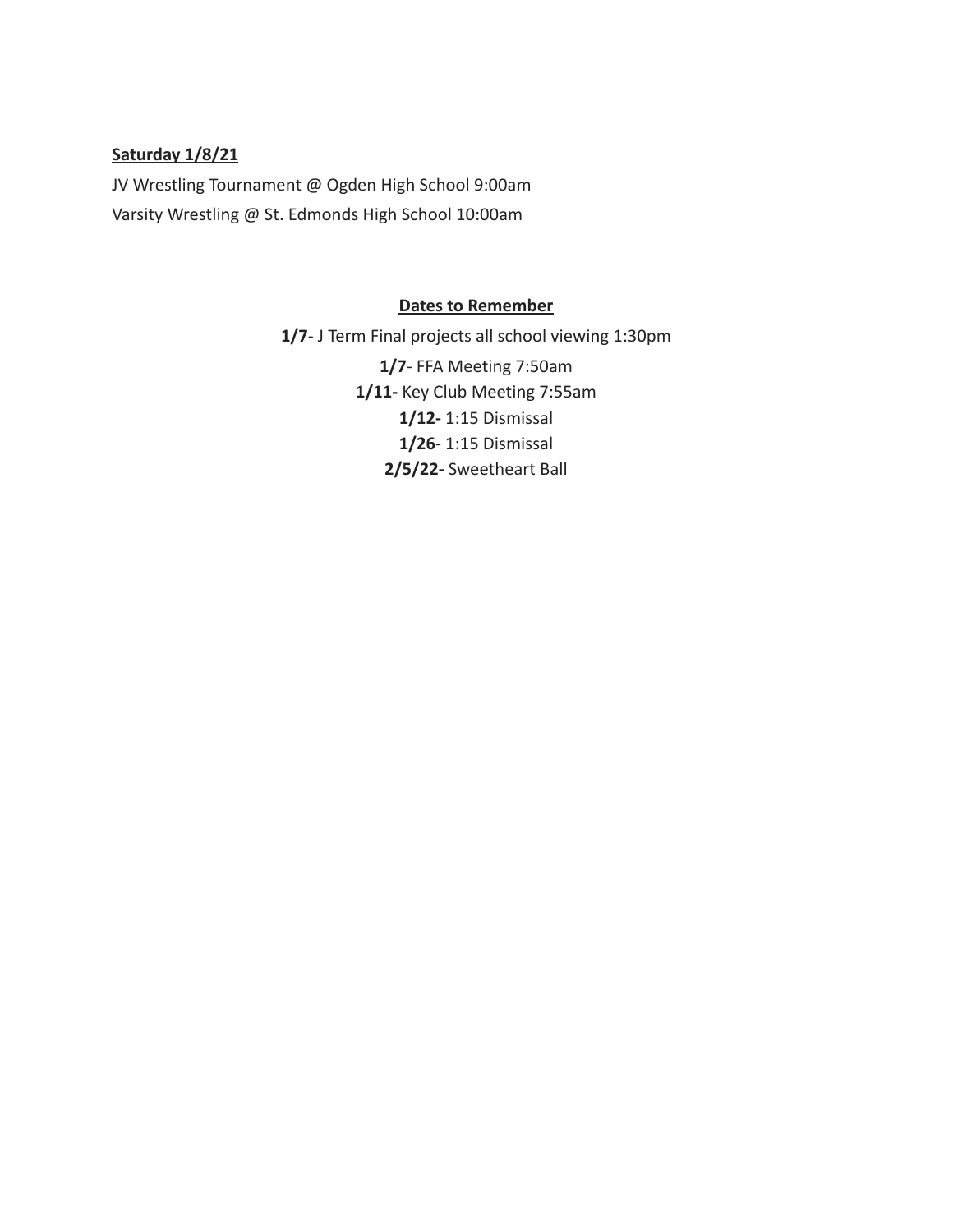**Saturday 1/8/21**

JV Wrestling Tournament @ Ogden High School 9:00am

Varsity Wrestling @ St. Edmonds High School 10:00am

**Dates to Remember**

**1/7**- J Term Final projects all school viewing 1:30pm

**1/7**- FFA Meeting 7:50am

**1/11-** Key Club Meeting 7:55am

**1/12-** 1:15 Dismissal

**1/26**- 1:15 Dismissal

**2/5/22-** Sweetheart Ball